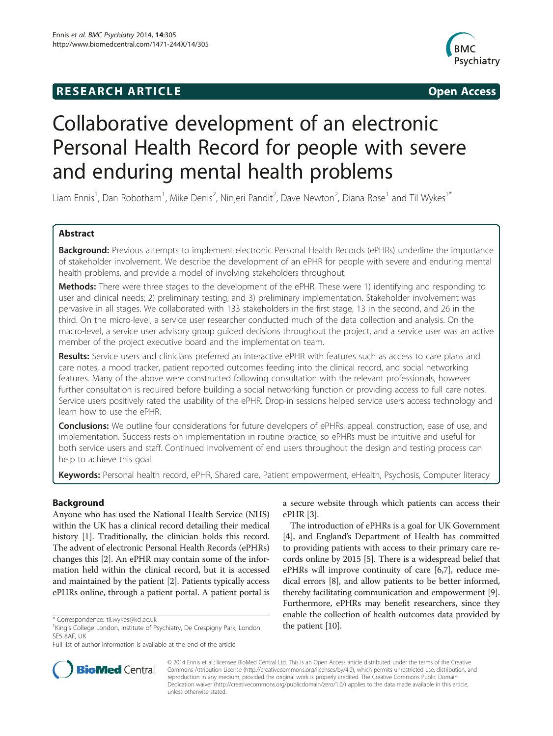**RESEARCH ARTICLE** **Open Access**

# Collaborative development of an electronic Personal Health Record for people with severe and enduring mental health problems

Liam Ennis[1], Dan Robotham[1], Mike Denis[2], Ninjeri Pandit[2], Dave Newton[2], Diana Rose[1] and Til Wykes[1*]

## Abstract

**Background:** Previous attempts to implement electronic Personal Health Records (ePHRs) underline the importance of stakeholder involvement. We describe the development of an ePHR for people with severe and enduring mental health problems, and provide a model of involving stakeholders throughout.

**Methods:** There were three stages to the development of the ePHR. These were 1) identifying and responding to user and clinical needs; 2) preliminary testing; and 3) preliminary implementation. Stakeholder involvement was pervasive in all stages. We collaborated with 133 stakeholders in the first stage, 13 in the second, and 26 in the third. On the micro-level, a service user researcher conducted much of the data collection and analysis. On the macro-level, a service user advisory group guided decisions throughout the project, and a service user was an active member of the project executive board and the implementation team.

**Results:** Service users and clinicians preferred an interactive ePHR with features such as access to care plans and care notes, a mood tracker, patient reported outcomes feeding into the clinical record, and social networking features. Many of the above were constructed following consultation with the relevant professionals, however further consultation is required before building a social networking function or providing access to full care notes. Service users positively rated the usability of the ePHR. Drop-in sessions helped service users access technology and learn how to use the ePHR.

**Conclusions:** We outline four considerations for future developers of ePHRs: appeal, construction, ease of use, and implementation. Success rests on implementation in routine practice, so ePHRs must be intuitive and useful for both service users and staff. Continued involvement of end users throughout the design and testing process can help to achieve this goal.

**Keywords:** Personal health record, ePHR, Shared care, Patient empowerment, eHealth, Psychosis, Computer literacy

## Background

Anyone who has used the National Health Service (NHS) within the UK has a clinical record detailing their medical history [1]. Traditionally, the clinician holds this record. The advent of electronic Personal Health Records (ePHRs) changes this [2]. An ePHR may contain some of the information held within the clinical record, but it is accessed and maintained by the patient [2]. Patients typically access ePHRs online, through a patient portal. A patient portal is a secure website through which patients can access their ePHR [3].

The introduction of ePHRs is a goal for UK Government [4], and England's Department of Health has committed to providing patients with access to their primary care records online by 2015 [5]. There is a widespread belief that ePHRs will improve continuity of care [6,7], reduce medical errors [8], and allow patients to be better informed, thereby facilitating communication and empowerment [9]. Furthermore, ePHRs may benefit researchers, since they enable the collection of health outcomes data provided by the patient [10].

\* Correspondence: til.wykes@kcl.ac.uk
[1]King's College London, Institute of Psychiatry, De Crespigny Park, London SE5 8AF, UK
Full list of author information is available at the end of the article

© 2014 Ennis et al.; licensee BioMed Central Ltd. This is an Open Access article distributed under the terms of the Creative Commons Attribution License (http://creativecommons.org/licenses/by/4.0), which permits unrestricted use, distribution, and reproduction in any medium, provided the original work is properly credited. The Creative Commons Public Domain Dedication waiver (http://creativecommons.org/publicdomain/zero/1.0/) applies to the data made available in this article, unless otherwise stated.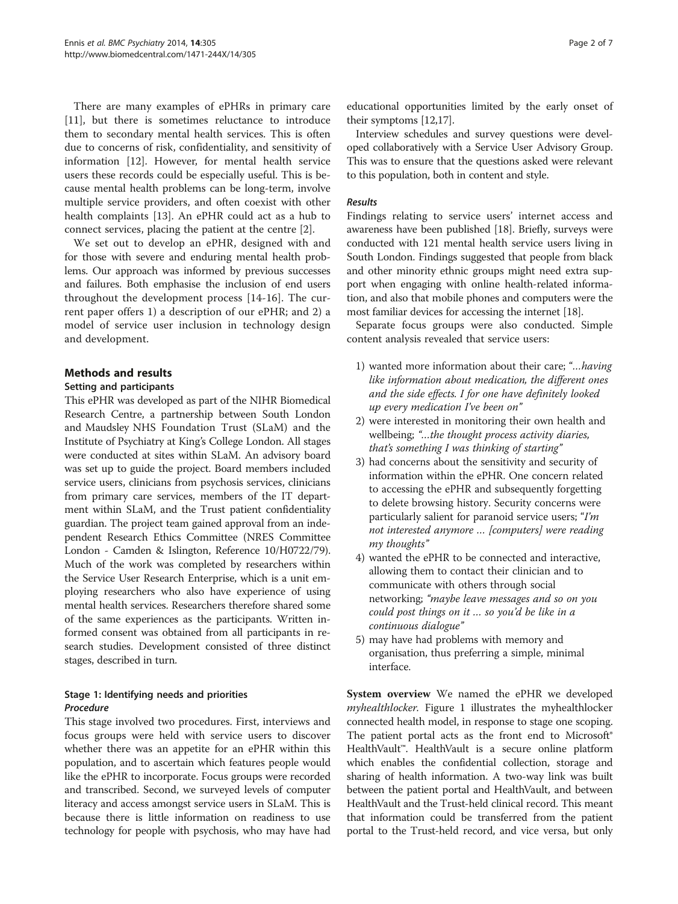There are many examples of ePHRs in primary care [11], but there is sometimes reluctance to introduce them to secondary mental health services. This is often due to concerns of risk, confidentiality, and sensitivity of information [12]. However, for mental health service users these records could be especially useful. This is because mental health problems can be long-term, involve multiple service providers, and often coexist with other health complaints [13]. An ePHR could act as a hub to connect services, placing the patient at the centre [2].

We set out to develop an ePHR, designed with and for those with severe and enduring mental health problems. Our approach was informed by previous successes and failures. Both emphasise the inclusion of end users throughout the development process [14-16]. The current paper offers 1) a description of our ePHR; and 2) a model of service user inclusion in technology design and development.

## Methods and results

### Setting and participants

This ePHR was developed as part of the NIHR Biomedical Research Centre, a partnership between South London and Maudsley NHS Foundation Trust (SLaM) and the Institute of Psychiatry at King's College London. All stages were conducted at sites within SLaM. An advisory board was set up to guide the project. Board members included service users, clinicians from psychosis services, clinicians from primary care services, members of the IT department within SLaM, and the Trust patient confidentiality guardian. The project team gained approval from an independent Research Ethics Committee (NRES Committee London - Camden & Islington, Reference 10/H0722/79). Much of the work was completed by researchers within the Service User Research Enterprise, which is a unit employing researchers who also have experience of using mental health services. Researchers therefore shared some of the same experiences as the participants. Written informed consent was obtained from all participants in research studies. Development consisted of three distinct stages, described in turn.

### Stage 1: Identifying needs and priorities

#### *Procedure*

This stage involved two procedures. First, interviews and focus groups were held with service users to discover whether there was an appetite for an ePHR within this population, and to ascertain which features people would like the ePHR to incorporate. Focus groups were recorded and transcribed. Second, we surveyed levels of computer literacy and access amongst service users in SLaM. This is because there is little information on readiness to use technology for people with psychosis, who may have had educational opportunities limited by the early onset of their symptoms [12,17].

Interview schedules and survey questions were developed collaboratively with a Service User Advisory Group. This was to ensure that the questions asked were relevant to this population, both in content and style.

#### *Results*

Findings relating to service users' internet access and awareness have been published [18]. Briefly, surveys were conducted with 121 mental health service users living in South London. Findings suggested that people from black and other minority ethnic groups might need extra support when engaging with online health-related information, and also that mobile phones and computers were the most familiar devices for accessing the internet [18].

Separate focus groups were also conducted. Simple content analysis revealed that service users:

1) wanted more information about their care; "*...having like information about medication, the different ones and the side effects. I for one have definitely looked up every medication I've been on*"
2) were interested in monitoring their own health and wellbeing; "*...the thought process activity diaries, that's something I was thinking of starting*"
3) had concerns about the sensitivity and security of information within the ePHR. One concern related to accessing the ePHR and subsequently forgetting to delete browsing history. Security concerns were particularly salient for paranoid service users; "*I'm not interested anymore ... [computers] were reading my thoughts*"
4) wanted the ePHR to be connected and interactive, allowing them to contact their clinician and to communicate with others through social networking; *"maybe leave messages and so on you could post things on it ... so you'd be like in a continuous dialogue"*
5) may have had problems with memory and organisation, thus preferring a simple, minimal interface.

**System overview** We named the ePHR we developed *myhealthlocker*. Figure 1 illustrates the myhealthlocker connected health model, in response to stage one scoping. The patient portal acts as the front end to Microsoft® HealthVault™. HealthVault is a secure online platform which enables the confidential collection, storage and sharing of health information. A two-way link was built between the patient portal and HealthVault, and between HealthVault and the Trust-held clinical record. This meant that information could be transferred from the patient portal to the Trust-held record, and vice versa, but only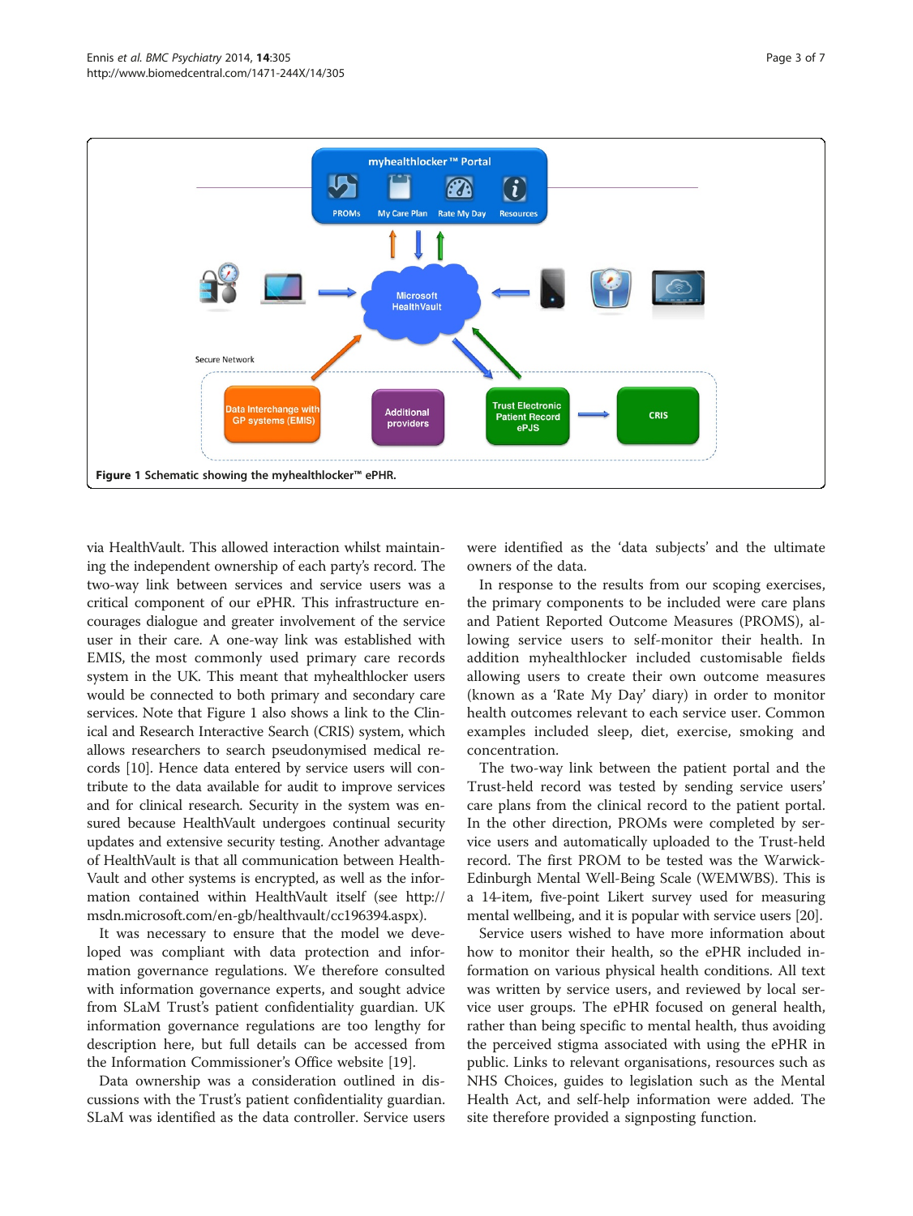myhealthlocker™ Portal

PROMs

My Care Plan

Rate My Day

Resources

Microsoft HealthVault

Secure Network

Data Interchange with GP systems (EMIS)

Additional providers

Trust Electronic Patient Record ePJS

CRIS

**Figure 1** Schematic showing the myhealthlocker™ ePHR.

via HealthVault. This allowed interaction whilst maintaining the independent ownership of each party's record. The two-way link between services and service users was a critical component of our ePHR. This infrastructure encourages dialogue and greater involvement of the service user in their care. A one-way link was established with EMIS, the most commonly used primary care records system in the UK. This meant that myhealthlocker users would be connected to both primary and secondary care services. Note that Figure 1 also shows a link to the Clinical and Research Interactive Search (CRIS) system, which allows researchers to search pseudonymised medical records [10]. Hence data entered by service users will contribute to the data available for audit to improve services and for clinical research. Security in the system was ensured because HealthVault undergoes continual security updates and extensive security testing. Another advantage of HealthVault is that all communication between HealthVault and other systems is encrypted, as well as the information contained within HealthVault itself (see http://msdn.microsoft.com/en-gb/healthvault/cc196394.aspx).

It was necessary to ensure that the model we developed was compliant with data protection and information governance regulations. We therefore consulted with information governance experts, and sought advice from SLaM Trust's patient confidentiality guardian. UK information governance regulations are too lengthy for description here, but full details can be accessed from the Information Commissioner's Office website [19].

Data ownership was a consideration outlined in discussions with the Trust's patient confidentiality guardian. SLaM was identified as the data controller. Service users were identified as the 'data subjects' and the ultimate owners of the data.

In response to the results from our scoping exercises, the primary components to be included were care plans and Patient Reported Outcome Measures (PROMS), allowing service users to self-monitor their health. In addition myhealthlocker included customisable fields allowing users to create their own outcome measures (known as a 'Rate My Day' diary) in order to monitor health outcomes relevant to each service user. Common examples included sleep, diet, exercise, smoking and concentration.

The two-way link between the patient portal and the Trust-held record was tested by sending service users' care plans from the clinical record to the patient portal. In the other direction, PROMs were completed by service users and automatically uploaded to the Trust-held record. The first PROM to be tested was the Warwick-Edinburgh Mental Well-Being Scale (WEMWBS). This is a 14-item, five-point Likert survey used for measuring mental wellbeing, and it is popular with service users [20].

Service users wished to have more information about how to monitor their health, so the ePHR included information on various physical health conditions. All text was written by service users, and reviewed by local service user groups. The ePHR focused on general health, rather than being specific to mental health, thus avoiding the perceived stigma associated with using the ePHR in public. Links to relevant organisations, resources such as NHS Choices, guides to legislation such as the Mental Health Act, and self-help information were added. The site therefore provided a signposting function.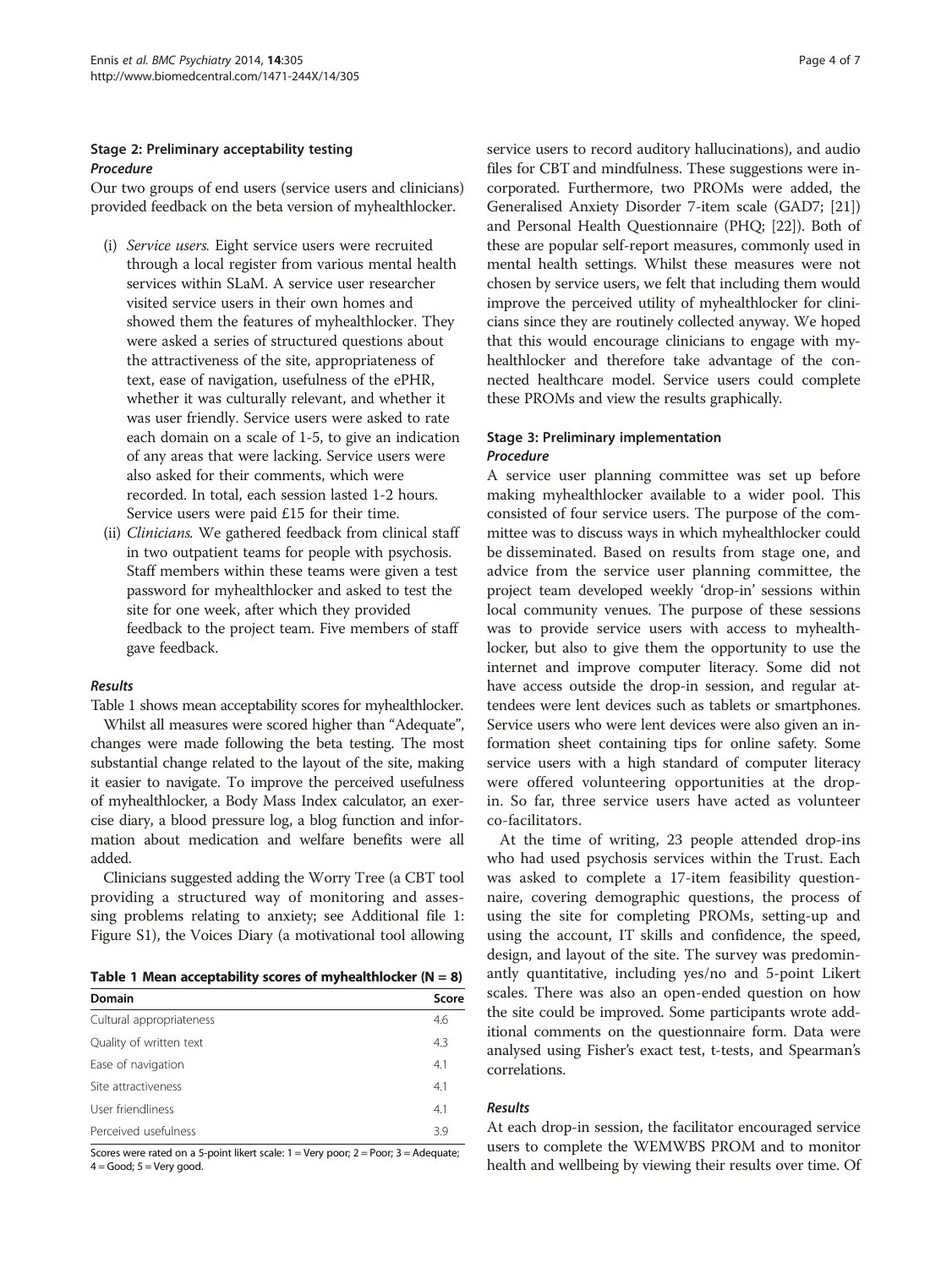### Stage 2: Preliminary acceptability testing

#### *Procedure*

Our two groups of end users (service users and clinicians) provided feedback on the beta version of myhealthlocker.

(i) *Service users.* Eight service users were recruited through a local register from various mental health services within SLaM. A service user researcher visited service users in their own homes and showed them the features of myhealthlocker. They were asked a series of structured questions about the attractiveness of the site, appropriateness of text, ease of navigation, usefulness of the ePHR, whether it was culturally relevant, and whether it was user friendly. Service users were asked to rate each domain on a scale of 1-5, to give an indication of any areas that were lacking. Service users were also asked for their comments, which were recorded. In total, each session lasted 1-2 hours. Service users were paid £15 for their time.

(ii) *Clinicians.* We gathered feedback from clinical staff in two outpatient teams for people with psychosis. Staff members within these teams were given a test password for myhealthlocker and asked to test the site for one week, after which they provided feedback to the project team. Five members of staff gave feedback.

#### *Results*

Table 1 shows mean acceptability scores for myhealthlocker.

Whilst all measures were scored higher than "Adequate", changes were made following the beta testing. The most substantial change related to the layout of the site, making it easier to navigate. To improve the perceived usefulness of myhealthlocker, a Body Mass Index calculator, an exercise diary, a blood pressure log, a blog function and information about medication and welfare benefits were all added.

Clinicians suggested adding the Worry Tree (a CBT tool providing a structured way of monitoring and assessing problems relating to anxiety; see Additional file 1: Figure S1), the Voices Diary (a motivational tool allowing service users to record auditory hallucinations), and audio files for CBT and mindfulness. These suggestions were incorporated. Furthermore, two PROMs were added, the Generalised Anxiety Disorder 7-item scale (GAD7; [21]) and Personal Health Questionnaire (PHQ; [22]). Both of these are popular self-report measures, commonly used in mental health settings. Whilst these measures were not chosen by service users, we felt that including them would improve the perceived utility of myhealthlocker for clinicians since they are routinely collected anyway. We hoped that this would encourage clinicians to engage with myhealthlocker and therefore take advantage of the connected healthcare model. Service users could complete these PROMs and view the results graphically.

**Table 1 Mean acceptability scores of myhealthlocker (N = 8)**

| Domain | Score |
|---|---|
| Cultural appropriateness | 4.6 |
| Quality of written text | 4.3 |
| Ease of navigation | 4.1 |
| Site attractiveness | 4.1 |
| User friendliness | 4.1 |
| Perceived usefulness | 3.9 |

Scores were rated on a 5-point likert scale: 1 = Very poor; 2 = Poor; 3 = Adequate; 4 = Good; 5 = Very good.

### Stage 3: Preliminary implementation

#### *Procedure*

A service user planning committee was set up before making myhealthlocker available to a wider pool. This consisted of four service users. The purpose of the committee was to discuss ways in which myhealthlocker could be disseminated. Based on results from stage one, and advice from the service user planning committee, the project team developed weekly 'drop-in' sessions within local community venues. The purpose of these sessions was to provide service users with access to myhealthlocker, but also to give them the opportunity to use the internet and improve computer literacy. Some did not have access outside the drop-in session, and regular attendees were lent devices such as tablets or smartphones. Service users who were lent devices were also given an information sheet containing tips for online safety. Some service users with a high standard of computer literacy were offered volunteering opportunities at the drop-in. So far, three service users have acted as volunteer co-facilitators.

At the time of writing, 23 people attended drop-ins who had used psychosis services within the Trust. Each was asked to complete a 17-item feasibility questionnaire, covering demographic questions, the process of using the site for completing PROMs, setting-up and using the account, IT skills and confidence, the speed, design, and layout of the site. The survey was predominantly quantitative, including yes/no and 5-point Likert scales. There was also an open-ended question on how the site could be improved. Some participants wrote additional comments on the questionnaire form. Data were analysed using Fisher's exact test, t-tests, and Spearman's correlations.

#### *Results*

At each drop-in session, the facilitator encouraged service users to complete the WEMWBS PROM and to monitor health and wellbeing by viewing their results over time. Of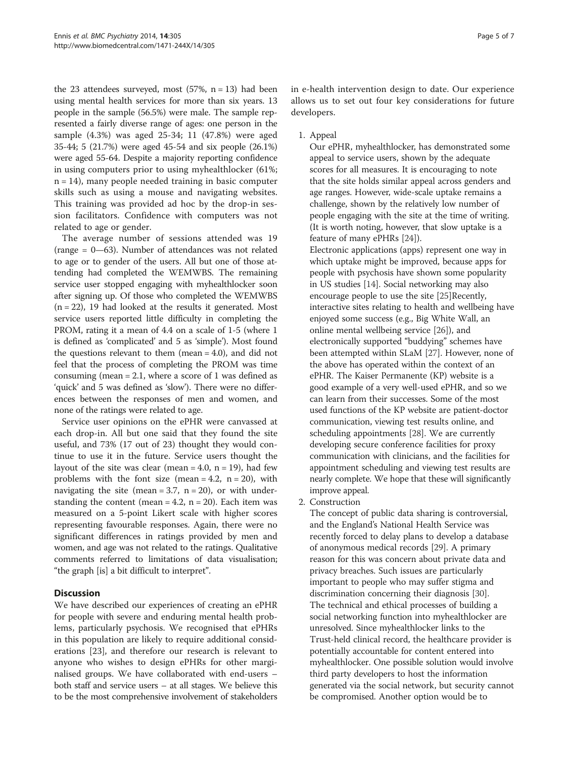the 23 attendees surveyed, most (57%, n = 13) had been using mental health services for more than six years. 13 people in the sample (56.5%) were male. The sample represented a fairly diverse range of ages: one person in the sample (4.3%) was aged 25-34; 11 (47.8%) were aged 35-44; 5 (21.7%) were aged 45-54 and six people (26.1%) were aged 55-64. Despite a majority reporting confidence in using computers prior to using myhealthlocker (61%; n = 14), many people needed training in basic computer skills such as using a mouse and navigating websites. This training was provided ad hoc by the drop-in session facilitators. Confidence with computers was not related to age or gender.

The average number of sessions attended was 19 (range = 0—63). Number of attendances was not related to age or to gender of the users. All but one of those attending had completed the WEMWBS. The remaining service user stopped engaging with myhealthlocker soon after signing up. Of those who completed the WEMWBS (n = 22), 19 had looked at the results it generated. Most service users reported little difficulty in completing the PROM, rating it a mean of 4.4 on a scale of 1-5 (where 1 is defined as 'complicated' and 5 as 'simple'). Most found the questions relevant to them (mean = 4.0), and did not feel that the process of completing the PROM was time consuming (mean = 2.1, where a score of 1 was defined as 'quick' and 5 was defined as 'slow'). There were no differences between the responses of men and women, and none of the ratings were related to age.

Service user opinions on the ePHR were canvassed at each drop-in. All but one said that they found the site useful, and 73% (17 out of 23) thought they would continue to use it in the future. Service users thought the layout of the site was clear (mean = 4.0, n = 19), had few problems with the font size (mean = 4.2, n = 20), with navigating the site (mean = 3.7, n = 20), or with understanding the content (mean = 4.2, n = 20). Each item was measured on a 5-point Likert scale with higher scores representing favourable responses. Again, there were no significant differences in ratings provided by men and women, and age was not related to the ratings. Qualitative comments referred to limitations of data visualisation; "the graph [is] a bit difficult to interpret".

## Discussion

We have described our experiences of creating an ePHR for people with severe and enduring mental health problems, particularly psychosis. We recognised that ePHRs in this population are likely to require additional considerations [23], and therefore our research is relevant to anyone who wishes to design ePHRs for other marginalised groups. We have collaborated with end-users – both staff and service users – at all stages. We believe this to be the most comprehensive involvement of stakeholders in e-health intervention design to date. Our experience allows us to set out four key considerations for future developers.

1. Appeal

   Our ePHR, myhealthlocker, has demonstrated some appeal to service users, shown by the adequate scores for all measures. It is encouraging to note that the site holds similar appeal across genders and age ranges. However, wide-scale uptake remains a challenge, shown by the relatively low number of people engaging with the site at the time of writing. (It is worth noting, however, that slow uptake is a feature of many ePHRs [24]).

   Electronic applications (apps) represent one way in which uptake might be improved, because apps for people with psychosis have shown some popularity in US studies [14]. Social networking may also encourage people to use the site [25]Recently, interactive sites relating to health and wellbeing have enjoyed some success (e.g., Big White Wall, an online mental wellbeing service [26]), and electronically supported "buddying" schemes have been attempted within SLaM [27]. However, none of the above has operated within the context of an ePHR. The Kaiser Permanente (KP) website is a good example of a very well-used ePHR, and so we can learn from their successes. Some of the most used functions of the KP website are patient-doctor communication, viewing test results online, and scheduling appointments [28]. We are currently developing secure conference facilities for proxy communication with clinicians, and the facilities for appointment scheduling and viewing test results are nearly complete. We hope that these will significantly improve appeal.

2. Construction

   The concept of public data sharing is controversial, and the England's National Health Service was recently forced to delay plans to develop a database of anonymous medical records [29]. A primary reason for this was concern about private data and privacy breaches. Such issues are particularly important to people who may suffer stigma and discrimination concerning their diagnosis [30]. The technical and ethical processes of building a social networking function into myhealthlocker are unresolved. Since myhealthlocker links to the Trust-held clinical record, the healthcare provider is potentially accountable for content entered into myhealthlocker. One possible solution would involve third party developers to host the information generated via the social network, but security cannot be compromised. Another option would be to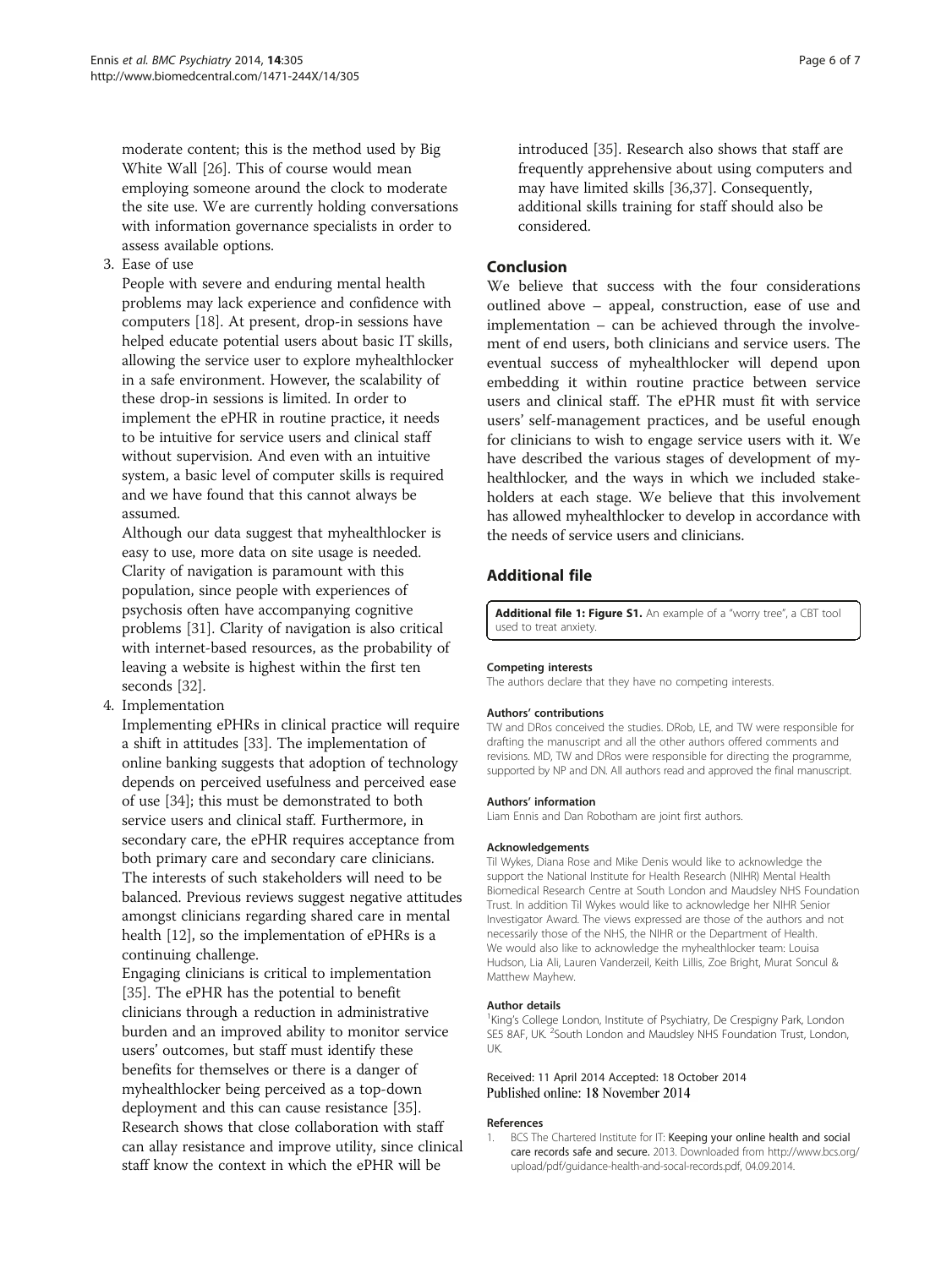moderate content; this is the method used by Big White Wall [26]. This of course would mean employing someone around the clock to moderate the site use. We are currently holding conversations with information governance specialists in order to assess available options.

3. Ease of use

   People with severe and enduring mental health problems may lack experience and confidence with computers [18]. At present, drop-in sessions have helped educate potential users about basic IT skills, allowing the service user to explore myhealthlocker in a safe environment. However, the scalability of these drop-in sessions is limited. In order to implement the ePHR in routine practice, it needs to be intuitive for service users and clinical staff without supervision. And even with an intuitive system, a basic level of computer skills is required and we have found that this cannot always be assumed.

   Although our data suggest that myhealthlocker is easy to use, more data on site usage is needed. Clarity of navigation is paramount with this population, since people with experiences of psychosis often have accompanying cognitive problems [31]. Clarity of navigation is also critical with internet-based resources, as the probability of leaving a website is highest within the first ten seconds [32].

4. Implementation

   Implementing ePHRs in clinical practice will require a shift in attitudes [33]. The implementation of online banking suggests that adoption of technology depends on perceived usefulness and perceived ease of use [34]; this must be demonstrated to both service users and clinical staff. Furthermore, in secondary care, the ePHR requires acceptance from both primary care and secondary care clinicians. The interests of such stakeholders will need to be balanced. Previous reviews suggest negative attitudes amongst clinicians regarding shared care in mental health [12], so the implementation of ePHRs is a continuing challenge.

   Engaging clinicians is critical to implementation [35]. The ePHR has the potential to benefit clinicians through a reduction in administrative burden and an improved ability to monitor service users' outcomes, but staff must identify these benefits for themselves or there is a danger of myhealthlocker being perceived as a top-down deployment and this can cause resistance [35]. Research shows that close collaboration with staff can allay resistance and improve utility, since clinical staff know the context in which the ePHR will be introduced [35]. Research also shows that staff are frequently apprehensive about using computers and may have limited skills [36,37]. Consequently, additional skills training for staff should also be considered.

## Conclusion

We believe that success with the four considerations outlined above – appeal, construction, ease of use and implementation – can be achieved through the involvement of end users, both clinicians and service users. The eventual success of myhealthlocker will depend upon embedding it within routine practice between service users and clinical staff. The ePHR must fit with service users' self-management practices, and be useful enough for clinicians to wish to engage service users with it. We have described the various stages of development of myhealthlocker, and the ways in which we included stakeholders at each stage. We believe that this involvement has allowed myhealthlocker to develop in accordance with the needs of service users and clinicians.

## Additional file

**Additional file 1: Figure S1.** An example of a "worry tree", a CBT tool used to treat anxiety.

#### Competing interests

The authors declare that they have no competing interests.

#### Authors' contributions

TW and DRos conceived the studies. DRob, LE, and TW were responsible for drafting the manuscript and all the other authors offered comments and revisions. MD, TW and DRos were responsible for directing the programme, supported by NP and DN. All authors read and approved the final manuscript.

#### Authors' information

Liam Ennis and Dan Robotham are joint first authors.

#### Acknowledgements

Til Wykes, Diana Rose and Mike Denis would like to acknowledge the support the National Institute for Health Research (NIHR) Mental Health Biomedical Research Centre at South London and Maudsley NHS Foundation Trust. In addition Til Wykes would like to acknowledge her NIHR Senior Investigator Award. The views expressed are those of the authors and not necessarily those of the NHS, the NIHR or the Department of Health. We would also like to acknowledge the myhealthlocker team: Louisa Hudson, Lia Ali, Lauren Vanderzeil, Keith Lillis, Zoe Bright, Murat Soncul & Matthew Mayhew.

#### Author details

[1]King's College London, Institute of Psychiatry, De Crespigny Park, London SE5 8AF, UK. [2]South London and Maudsley NHS Foundation Trust, London, UK.

Received: 11 April 2014 Accepted: 18 October 2014
Published online: 18 November 2014

#### References

1. BCS The Chartered Institute for IT: **Keeping your online health and social care records safe and secure.** 2013. Downloaded from http://www.bcs.org/upload/pdf/guidance-health-and-socal-records.pdf, 04.09.2014.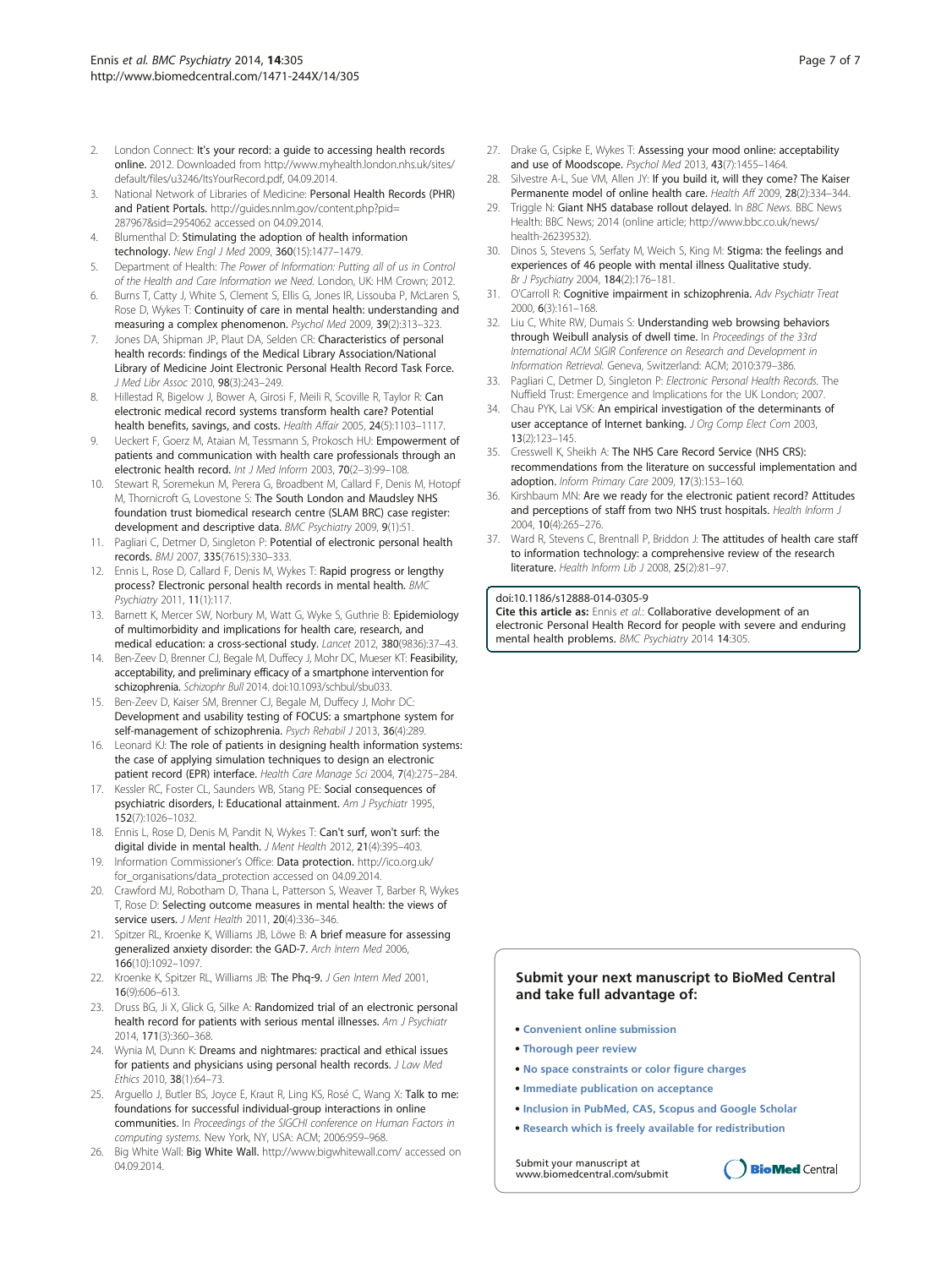2. London Connect: **It's your record: a guide to accessing health records online.** 2012. Downloaded from http://www.myhealth.london.nhs.uk/sites/default/files/u3246/ItsYourRecord.pdf, 04.09.2014.
3. National Network of Libraries of Medicine: **Personal Health Records (PHR) and Patient Portals.** http://guides.nnlm.gov/content.php?pid=287967&sid=2954062 accessed on 04.09.2014.
4. Blumenthal D: **Stimulating the adoption of health information technology.** *New Engl J Med* 2009, **360**(15):1477–1479.
5. Department of Health: *The Power of Information: Putting all of us in Control of the Health and Care Information we Need.* London, UK: HM Crown; 2012.
6. Burns T, Catty J, White S, Clement S, Ellis G, Jones IR, Lissouba P, McLaren S, Rose D, Wykes T: **Continuity of care in mental health: understanding and measuring a complex phenomenon.** *Psychol Med* 2009, **39**(2):313–323.
7. Jones DA, Shipman JP, Plaut DA, Selden CR: **Characteristics of personal health records: findings of the Medical Library Association/National Library of Medicine Joint Electronic Personal Health Record Task Force.** *J Med Libr Assoc* 2010, **98**(3):243–249.
8. Hillestad R, Bigelow J, Bower A, Girosi F, Meili R, Scoville R, Taylor R: **Can electronic medical record systems transform health care? Potential health benefits, savings, and costs.** *Health Affair* 2005, **24**(5):1103–1117.
9. Ueckert F, Goerz M, Ataian M, Tessmann S, Prokosch HU: **Empowerment of patients and communication with health care professionals through an electronic health record.** *Int J Med Inform* 2003, **70**(2–3):99–108.
10. Stewart R, Soremekun M, Perera G, Broadbent M, Callard F, Denis M, Hotopf M, Thornicroft G, Lovestone S: **The South London and Maudsley NHS foundation trust biomedical research centre (SLAM BRC) case register: development and descriptive data.** *BMC Psychiatry* 2009, **9**(1):51.
11. Pagliari C, Detmer D, Singleton P: **Potential of electronic personal health records.** *BMJ* 2007, **335**(7615):330–333.
12. Ennis L, Rose D, Callard F, Denis M, Wykes T: **Rapid progress or lengthy process? Electronic personal health records in mental health.** *BMC Psychiatry* 2011, **11**(1):117.
13. Barnett K, Mercer SW, Norbury M, Watt G, Wyke S, Guthrie B: **Epidemiology of multimorbidity and implications for health care, research, and medical education: a cross-sectional study.** *Lancet* 2012, **380**(9836):37–43.
14. Ben-Zeev D, Brenner CJ, Begale M, Duffecy J, Mohr DC, Mueser KT: **Feasibility, acceptability, and preliminary efficacy of a smartphone intervention for schizophrenia.** *Schizophr Bull* 2014. doi:10.1093/schbul/sbu033.
15. Ben-Zeev D, Kaiser SM, Brenner CJ, Begale M, Duffecy J, Mohr DC: **Development and usability testing of FOCUS: a smartphone system for self-management of schizophrenia.** *Psych Rehabil J* 2013, **36**(4):289.
16. Leonard KJ: **The role of patients in designing health information systems: the case of applying simulation techniques to design an electronic patient record (EPR) interface.** *Health Care Manage Sci* 2004, **7**(4):275–284.
17. Kessler RC, Foster CL, Saunders WB, Stang PE: **Social consequences of psychiatric disorders, I: Educational attainment.** *Am J Psychiatr* 1995, **152**(7):1026–1032.
18. Ennis L, Rose D, Denis M, Pandit N, Wykes T: **Can't surf, won't surf: the digital divide in mental health.** *J Ment Health* 2012, **21**(4):395–403.
19. Information Commissioner's Office: **Data protection.** http://ico.org.uk/for_organisations/data_protection accessed on 04.09.2014.
20. Crawford MJ, Robotham D, Thana L, Patterson S, Weaver T, Barber R, Wykes T, Rose D: **Selecting outcome measures in mental health: the views of service users.** *J Ment Health* 2011, **20**(4):336–346.
21. Spitzer RL, Kroenke K, Williams JB, Löwe B: **A brief measure for assessing generalized anxiety disorder: the GAD-7.** *Arch Intern Med* 2006, **166**(10):1092–1097.
22. Kroenke K, Spitzer RL, Williams JB: **The Phq-9.** *J Gen Intern Med* 2001, **16**(9):606–613.
23. Druss BG, Ji X, Glick G, Silke A: **Randomized trial of an electronic personal health record for patients with serious mental illnesses.** *Am J Psychiatr* 2014, **171**(3):360–368.
24. Wynia M, Dunn K: **Dreams and nightmares: practical and ethical issues for patients and physicians using personal health records.** *J Law Med Ethics* 2010, **38**(1):64–73.
25. Arguello J, Butler BS, Joyce E, Kraut R, Ling KS, Rosé C, Wang X: **Talk to me: foundations for successful individual-group interactions in online communities.** In *Proceedings of the SIGCHI conference on Human Factors in computing systems.* New York, NY, USA: ACM; 2006:959–968.
26. Big White Wall: **Big White Wall.** http://www.bigwhitewall.com/ accessed on 04.09.2014.
27. Drake G, Csipke E, Wykes T: **Assessing your mood online: acceptability and use of Moodscope.** *Psychol Med* 2013, **43**(7):1455–1464.
28. Silvestre A-L, Sue VM, Allen JY: **If you build it, will they come? The Kaiser Permanente model of online health care.** *Health Aff* 2009, **28**(2):334–344.
29. Triggle N: **Giant NHS database rollout delayed.** In *BBC News.* BBC News Health: BBC News; 2014 (online article; http://www.bbc.co.uk/news/health-26239532).
30. Dinos S, Stevens S, Serfaty M, Weich S, King M: **Stigma: the feelings and experiences of 46 people with mental illness Qualitative study.** *Br J Psychiatry* 2004, **184**(2):176–181.
31. O'Carroll R: **Cognitive impairment in schizophrenia.** *Adv Psychiatr Treat* 2000, **6**(3):161–168.
32. Liu C, White RW, Dumais S: **Understanding web browsing behaviors through Weibull analysis of dwell time.** In *Proceedings of the 33rd International ACM SIGIR Conference on Research and Development in Information Retrieval.* Geneva, Switzerland: ACM; 2010:379–386.
33. Pagliari C, Detmer D, Singleton P: *Electronic Personal Health Records.* The Nuffield Trust: Emergence and Implications for the UK London; 2007.
34. Chau PYK, Lai VSK: **An empirical investigation of the determinants of user acceptance of Internet banking.** *J Org Comp Elect Com* 2003, **13**(2):123–145.
35. Cresswell K, Sheikh A: **The NHS Care Record Service (NHS CRS): recommendations from the literature on successful implementation and adoption.** *Inform Primary Care* 2009, **17**(3):153–160.
36. Kirshbaum MN: **Are we ready for the electronic patient record? Attitudes and perceptions of staff from two NHS trust hospitals.** *Health Inform J* 2004, **10**(4):265–276.
37. Ward R, Stevens C, Brentnall P, Briddon J: **The attitudes of health care staff to information technology: a comprehensive review of the research literature.** *Health Inform Lib J* 2008, **25**(2):81–97.

doi:10.1186/s12888-014-0305-9

**Cite this article as:** Ennis *et al.*: Collaborative development of an electronic Personal Health Record for people with severe and enduring mental health problems. *BMC Psychiatry* 2014 **14**:305.

**Submit your next manuscript to BioMed Central and take full advantage of:**

- **Convenient online submission**
- **Thorough peer review**
- **No space constraints or color figure charges**
- **Immediate publication on acceptance**
- **Inclusion in PubMed, CAS, Scopus and Google Scholar**
- **Research which is freely available for redistribution**

Submit your manuscript at www.biomedcentral.com/submit

BioMed Central